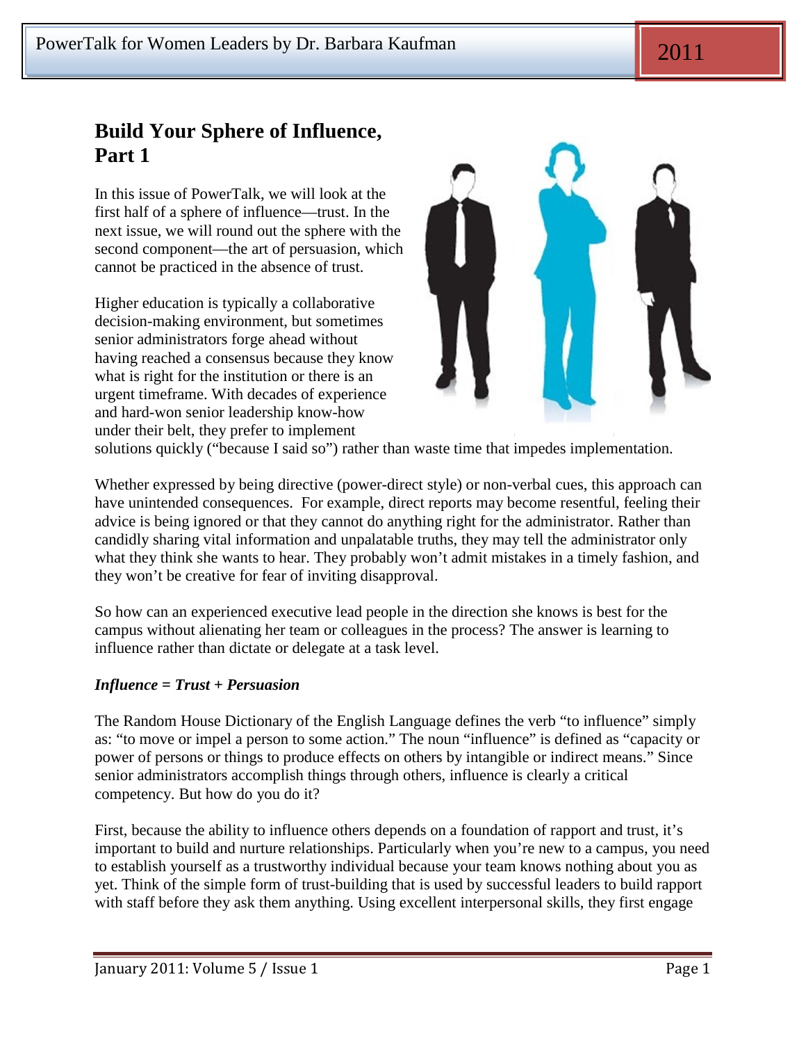# Build Your Sphere of Influence, Part 1

In this issue of PowerTalk, we will look at the first half of a sphere of influence—trust. In the next issue, we will round out the sphere with the second component—the art of persuasion, which cannot be practiced in the absence of trust.

Higher education is typically a collaborative decision-making environment, but sometimes senior administrators forge ahead without having reached a consensus because they know what is right for the institution or there is an urgent timeframe. With decades of experience and hard-won senior leadership know-how under their belt, they prefer to implement solutions quickly ("because I said so") rather than waste time that impedes implementation.

Whether expressed by being directive (power-direct style) or non-verbal cues, this approach can have unintended consequences. For example, direct reports may become resentful, feeling their advice is being ignored or that they cannot do anything right for the administrator. Rather than candidly sharing vital information and unpalatable truths, they may tell the administrator only what they think she wants to hear. They probably won't admit mistakes in a timely fashion, and they won't be creative for fear of inviting disapproval.

So how can an experienced executive lead people in the direction she knows is best for the campus without alienating her team or colleagues in the process? The answer is learning to influence rather than dictate or delegate at a task level.

***Influence = Trust + Persuasion***

The Random House Dictionary of the English Language defines the verb "to influence" simply as: "to move or impel a person to some action." The noun "influence" is defined as "capacity or power of persons or things to produce effects on others by intangible or indirect means." Since senior administrators accomplish things through others, influence is clearly a critical competency. But how do you do it?

First, because the ability to influence others depends on a foundation of rapport and trust, it's important to build and nurture relationships. Particularly when you're new to a campus, you need to establish yourself as a trustworthy individual because your team knows nothing about you as yet. Think of the simple form of trust-building that is used by successful leaders to build rapport with staff before they ask them anything. Using excellent interpersonal skills, they first engage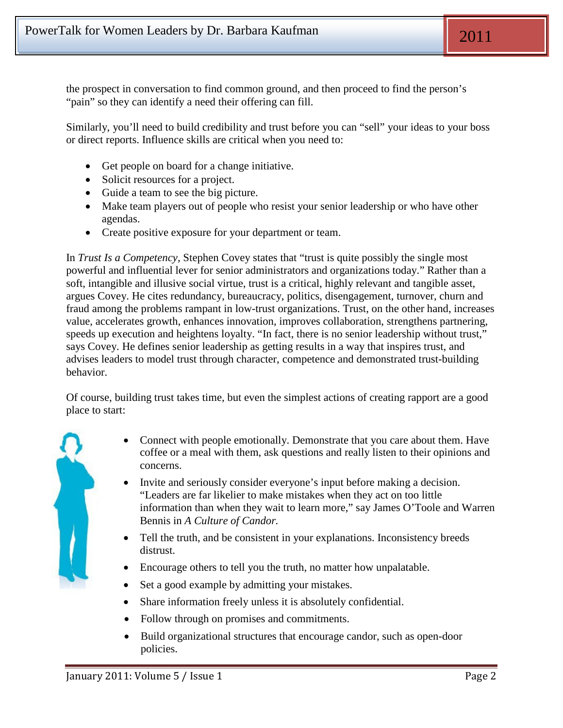the prospect in conversation to find common ground, and then proceed to find the person's "pain" so they can identify a need their offering can fill.

Similarly, you'll need to build credibility and trust before you can "sell" your ideas to your boss or direct reports. Influence skills are critical when you need to:

- Get people on board for a change initiative.
- Solicit resources for a project.
- Guide a team to see the big picture.
- Make team players out of people who resist your senior leadership or who have other agendas.
- Create positive exposure for your department or team.

In *Trust Is a Competency,* Stephen Covey states that "trust is quite possibly the single most powerful and influential lever for senior administrators and organizations today." Rather than a soft, intangible and illusive social virtue, trust is a critical, highly relevant and tangible asset, argues Covey. He cites redundancy, bureaucracy, politics, disengagement, turnover, churn and fraud among the problems rampant in low-trust organizations. Trust, on the other hand, increases value, accelerates growth, enhances innovation, improves collaboration, strengthens partnering, speeds up execution and heightens loyalty. "In fact, there is no senior leadership without trust," says Covey. He defines senior leadership as getting results in a way that inspires trust, and advises leaders to model trust through character, competence and demonstrated trust-building behavior.

Of course, building trust takes time, but even the simplest actions of creating rapport are a good place to start:

- Connect with people emotionally. Demonstrate that you care about them. Have coffee or a meal with them, ask questions and really listen to their opinions and concerns.
- Invite and seriously consider everyone's input before making a decision. "Leaders are far likelier to make mistakes when they act on too little information than when they wait to learn more," say James O'Toole and Warren Bennis in *A Culture of Candor.*
- Tell the truth, and be consistent in your explanations. Inconsistency breeds distrust.
- Encourage others to tell you the truth, no matter how unpalatable.
- Set a good example by admitting your mistakes.
- Share information freely unless it is absolutely confidential.
- Follow through on promises and commitments.
- Build organizational structures that encourage candor, such as open-door policies.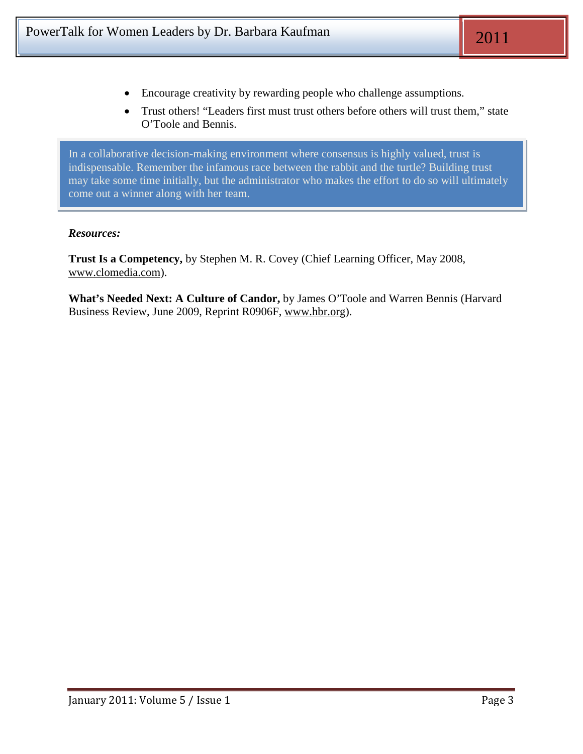- Encourage creativity by rewarding people who challenge assumptions.
- Trust others! “Leaders first must trust others before others will trust them,” state O’Toole and Bennis.

> In a collaborative decision-making environment where consensus is highly valued, trust is indispensable. Remember the infamous race between the rabbit and the turtle? Building trust may take some time initially, but the administrator who makes the effort to do so will ultimately come out a winner along with her team.

***Resources:***

**Trust Is a Competency,** by Stephen M. R. Covey (Chief Learning Officer, May 2008, www.clomedia.com).

**What’s Needed Next: A Culture of Candor,** by James O’Toole and Warren Bennis (Harvard Business Review, June 2009, Reprint R0906F, www.hbr.org).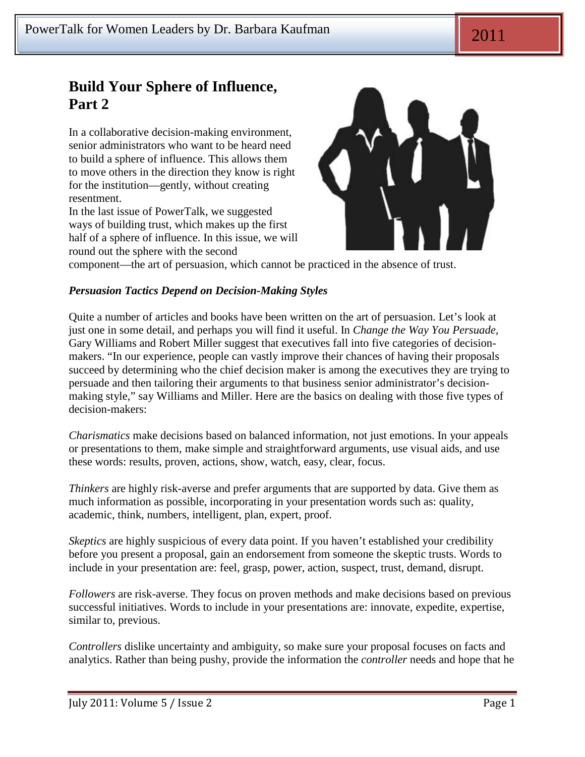# Build Your Sphere of Influence, Part 2

In a collaborative decision-making environment, senior administrators who want to be heard need to build a sphere of influence. This allows them to move others in the direction they know is right for the institution—gently, without creating resentment.

In the last issue of PowerTalk, we suggested ways of building trust, which makes up the first half of a sphere of influence. In this issue, we will round out the sphere with the second component—the art of persuasion, which cannot be practiced in the absence of trust.

### *Persuasion Tactics Depend on Decision-Making Styles*

Quite a number of articles and books have been written on the art of persuasion. Let's look at just one in some detail, and perhaps you will find it useful. In *Change the Way You Persuade,* Gary Williams and Robert Miller suggest that executives fall into five categories of decision-makers. "In our experience, people can vastly improve their chances of having their proposals succeed by determining who the chief decision maker is among the executives they are trying to persuade and then tailoring their arguments to that business senior administrator's decision-making style," say Williams and Miller. Here are the basics on dealing with those five types of decision-makers:

*Charismatics* make decisions based on balanced information, not just emotions. In your appeals or presentations to them, make simple and straightforward arguments, use visual aids, and use these words: results, proven, actions, show, watch, easy, clear, focus.

*Thinkers* are highly risk-averse and prefer arguments that are supported by data. Give them as much information as possible, incorporating in your presentation words such as: quality, academic, think, numbers, intelligent, plan, expert, proof.

*Skeptics* are highly suspicious of every data point. If you haven't established your credibility before you present a proposal, gain an endorsement from someone the skeptic trusts. Words to include in your presentation are: feel, grasp, power, action, suspect, trust, demand, disrupt.

*Followers* are risk-averse. They focus on proven methods and make decisions based on previous successful initiatives. Words to include in your presentations are: innovate, expedite, expertise, similar to, previous.

*Controllers* dislike uncertainty and ambiguity, so make sure your proposal focuses on facts and analytics. Rather than being pushy, provide the information the *controller* needs and hope that he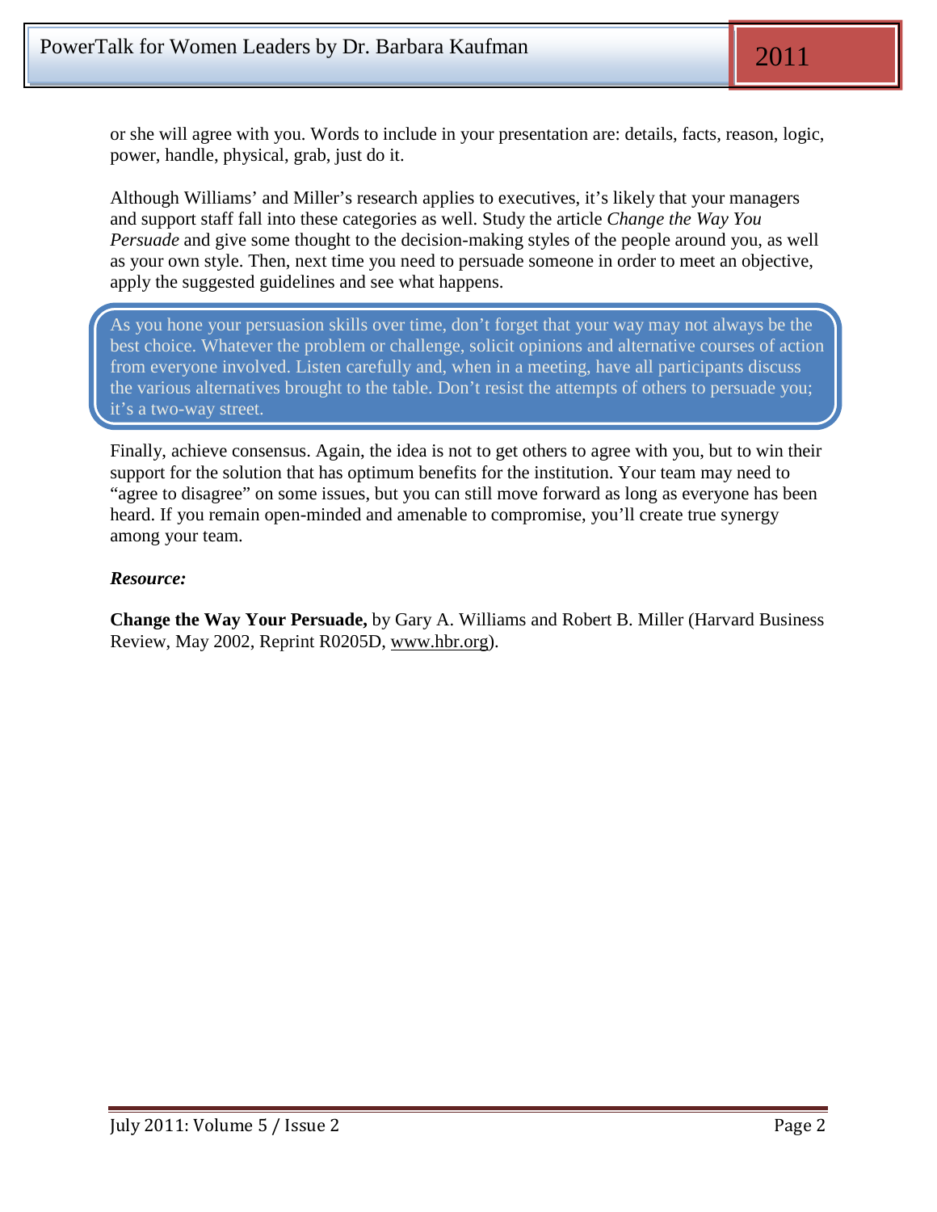or she will agree with you. Words to include in your presentation are: details, facts, reason, logic, power, handle, physical, grab, just do it.

Although Williams' and Miller's research applies to executives, it's likely that your managers and support staff fall into these categories as well. Study the article *Change the Way You Persuade* and give some thought to the decision-making styles of the people around you, as well as your own style. Then, next time you need to persuade someone in order to meet an objective, apply the suggested guidelines and see what happens.

> As you hone your persuasion skills over time, don't forget that your way may not always be the best choice. Whatever the problem or challenge, solicit opinions and alternative courses of action from everyone involved. Listen carefully and, when in a meeting, have all participants discuss the various alternatives brought to the table. Don't resist the attempts of others to persuade you; it's a two-way street.

Finally, achieve consensus. Again, the idea is not to get others to agree with you, but to win their support for the solution that has optimum benefits for the institution. Your team may need to "agree to disagree" on some issues, but you can still move forward as long as everyone has been heard. If you remain open-minded and amenable to compromise, you'll create true synergy among your team.

***Resource:***

**Change the Way Your Persuade,** by Gary A. Williams and Robert B. Miller (Harvard Business Review, May 2002, Reprint R0205D, www.hbr.org).